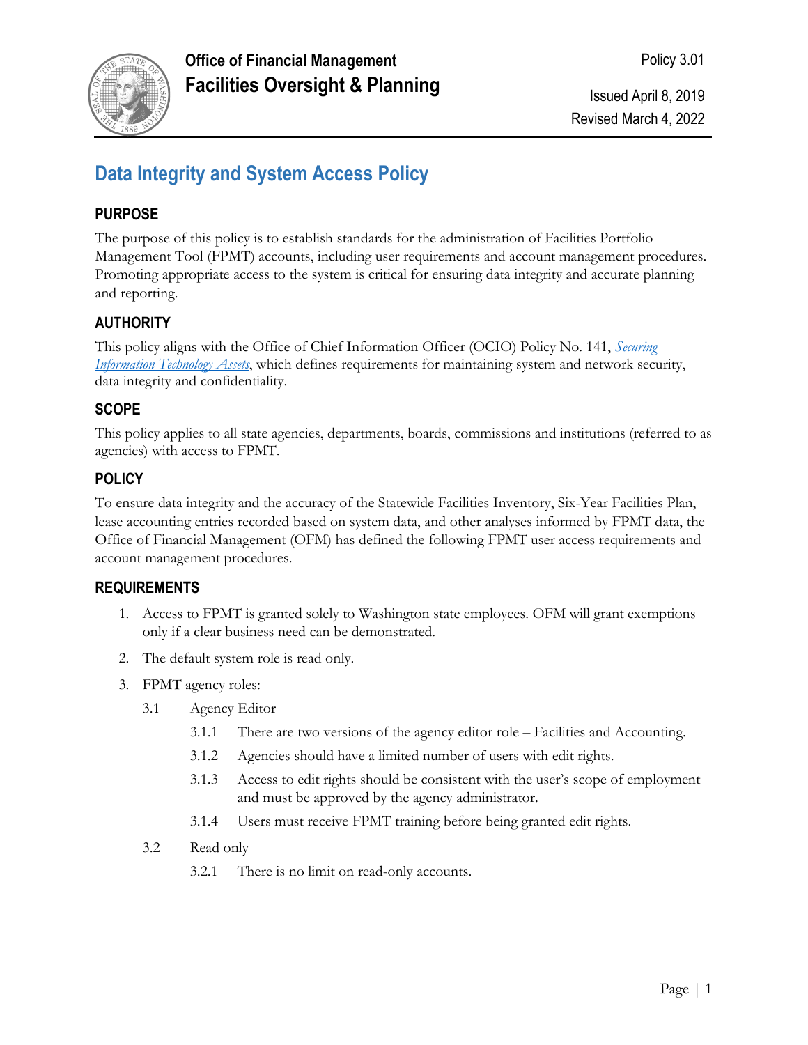**Office of Financial Management**
**Facilities Oversight & Planning**

Policy 3.01

Issued April 8, 2019
Revised March 4, 2022

# Data Integrity and System Access Policy

## PURPOSE

The purpose of this policy is to establish standards for the administration of Facilities Portfolio Management Tool (FPMT) accounts, including user requirements and account management procedures. Promoting appropriate access to the system is critical for ensuring data integrity and accurate planning and reporting.

## AUTHORITY

This policy aligns with the Office of Chief Information Officer (OCIO) Policy No. 141, *Securing Information Technology Assets*, which defines requirements for maintaining system and network security, data integrity and confidentiality.

## SCOPE

This policy applies to all state agencies, departments, boards, commissions and institutions (referred to as agencies) with access to FPMT.

## POLICY

To ensure data integrity and the accuracy of the Statewide Facilities Inventory, Six-Year Facilities Plan, lease accounting entries recorded based on system data, and other analyses informed by FPMT data, the Office of Financial Management (OFM) has defined the following FPMT user access requirements and account management procedures.

## REQUIREMENTS

1. Access to FPMT is granted solely to Washington state employees. OFM will grant exemptions only if a clear business need can be demonstrated.
2. The default system role is read only.
3. FPMT agency roles:
   - 3.1 Agency Editor
     - 3.1.1 There are two versions of the agency editor role – Facilities and Accounting.
     - 3.1.2 Agencies should have a limited number of users with edit rights.
     - 3.1.3 Access to edit rights should be consistent with the user's scope of employment and must be approved by the agency administrator.
     - 3.1.4 Users must receive FPMT training before being granted edit rights.
   - 3.2 Read only
     - 3.2.1 There is no limit on read-only accounts.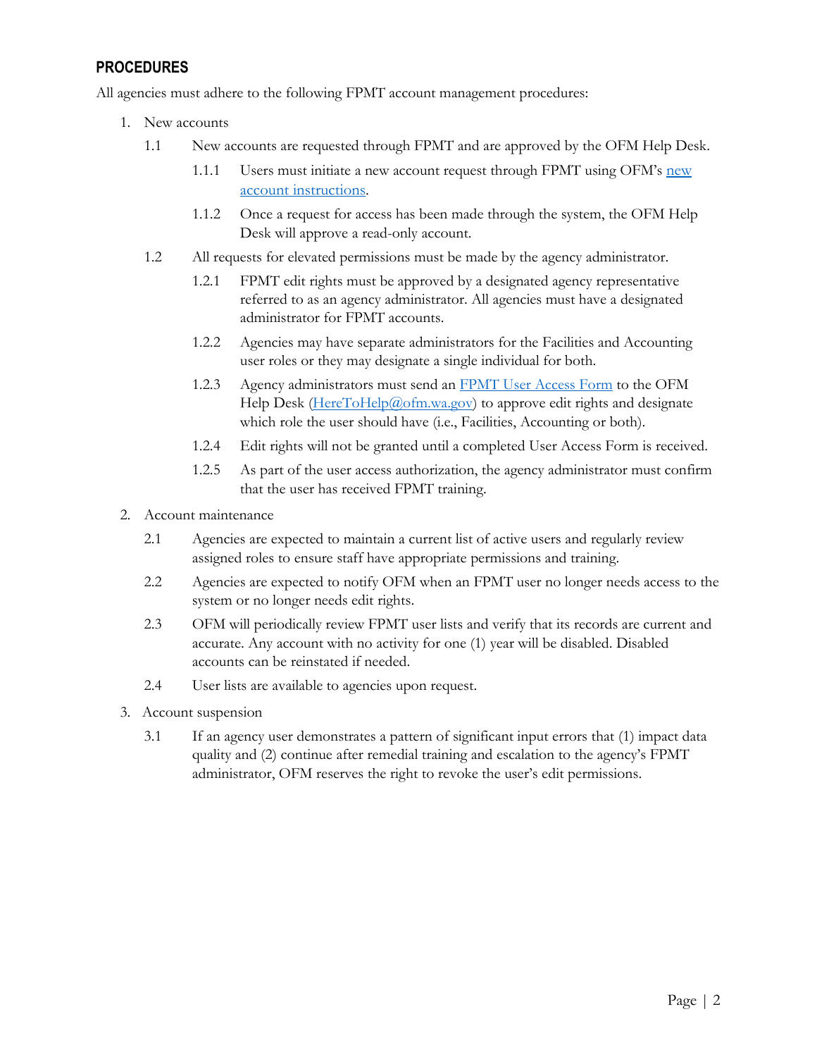## PROCEDURES

All agencies must adhere to the following FPMT account management procedures:

1. New accounts
   - 1.1 New accounts are requested through FPMT and are approved by the OFM Help Desk.
     - 1.1.1 Users must initiate a new account request through FPMT using OFM's [new account instructions](#).
     - 1.1.2 Once a request for access has been made through the system, the OFM Help Desk will approve a read-only account.
   - 1.2 All requests for elevated permissions must be made by the agency administrator.
     - 1.2.1 FPMT edit rights must be approved by a designated agency representative referred to as an agency administrator. All agencies must have a designated administrator for FPMT accounts.
     - 1.2.2 Agencies may have separate administrators for the Facilities and Accounting user roles or they may designate a single individual for both.
     - 1.2.3 Agency administrators must send an [FPMT User Access Form](#) to the OFM Help Desk ([HereToHelp@ofm.wa.gov](mailto:HereToHelp@ofm.wa.gov)) to approve edit rights and designate which role the user should have (i.e., Facilities, Accounting or both).
     - 1.2.4 Edit rights will not be granted until a completed User Access Form is received.
     - 1.2.5 As part of the user access authorization, the agency administrator must confirm that the user has received FPMT training.
2. Account maintenance
   - 2.1 Agencies are expected to maintain a current list of active users and regularly review assigned roles to ensure staff have appropriate permissions and training.
   - 2.2 Agencies are expected to notify OFM when an FPMT user no longer needs access to the system or no longer needs edit rights.
   - 2.3 OFM will periodically review FPMT user lists and verify that its records are current and accurate. Any account with no activity for one (1) year will be disabled. Disabled accounts can be reinstated if needed.
   - 2.4 User lists are available to agencies upon request.
3. Account suspension
   - 3.1 If an agency user demonstrates a pattern of significant input errors that (1) impact data quality and (2) continue after remedial training and escalation to the agency's FPMT administrator, OFM reserves the right to revoke the user's edit permissions.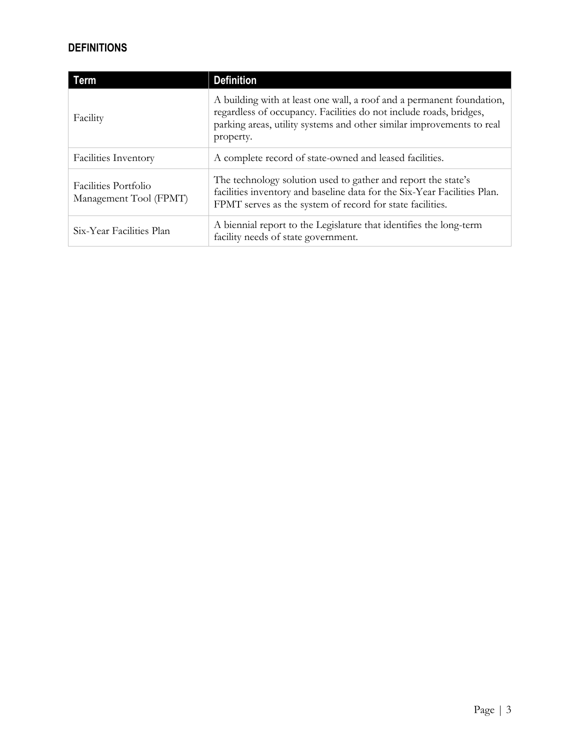## DEFINITIONS

| Term | Definition |
| --- | --- |
| Facility | A building with at least one wall, a roof and a permanent foundation, regardless of occupancy. Facilities do not include roads, bridges, parking areas, utility systems and other similar improvements to real property. |
| Facilities Inventory | A complete record of state-owned and leased facilities. |
| Facilities Portfolio Management Tool (FPMT) | The technology solution used to gather and report the state's facilities inventory and baseline data for the Six-Year Facilities Plan. FPMT serves as the system of record for state facilities. |
| Six-Year Facilities Plan | A biennial report to the Legislature that identifies the long-term facility needs of state government. |